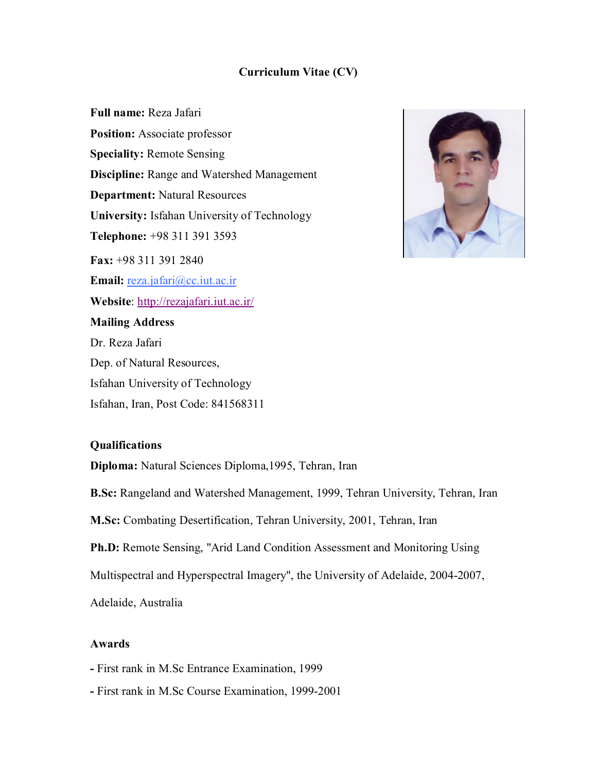# Curriculum Vitae (CV)

**Full name:** Reza Jafari

**Position:** Associate professor

**Speciality:** Remote Sensing

**Discipline:** Range and Watershed Management

**Department:** Natural Resources

**University:** Isfahan University of Technology

**Telephone:** +98 311 391 3593

**Fax:** +98 311 391 2840

**Email:** reza.jafari@cc.iut.ac.ir

**Website**: http://rezajafari.iut.ac.ir/

**Mailing Address**

Dr. Reza Jafari

Dep. of Natural Resources,

Isfahan University of Technology

Isfahan, Iran, Post Code: 841568311

## Qualifications

**Diploma:** Natural Sciences Diploma,1995, Tehran, Iran

**B.Sc:** Rangeland and Watershed Management, 1999, Tehran University, Tehran, Iran

**M.Sc:** Combating Desertification, Tehran University, 2001, Tehran, Iran

**Ph.D:** Remote Sensing, "Arid Land Condition Assessment and Monitoring Using Multispectral and Hyperspectral Imagery", the University of Adelaide, 2004-2007, Adelaide, Australia

## Awards

- First rank in M.Sc Entrance Examination, 1999
- First rank in M.Sc Course Examination, 1999-2001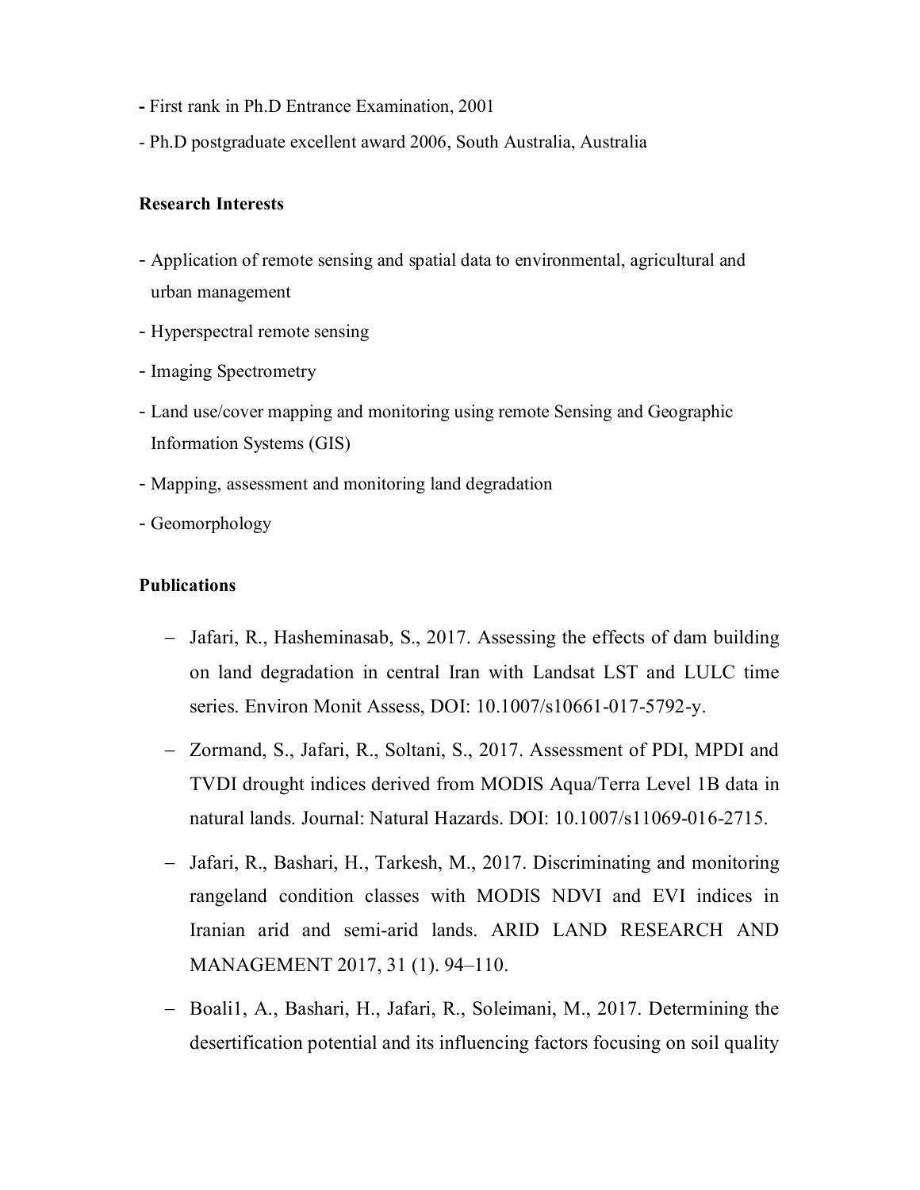- First rank in Ph.D Entrance Examination, 2001
- Ph.D postgraduate excellent award 2006, South Australia, Australia

**Research Interests**

- Application of remote sensing and spatial data to environmental, agricultural and urban management
- Hyperspectral remote sensing
- Imaging Spectrometry
- Land use/cover mapping and monitoring using remote Sensing and Geographic Information Systems (GIS)
- Mapping, assessment and monitoring land degradation
- Geomorphology

**Publications**

- Jafari, R., Hasheminasab, S., 2017. Assessing the effects of dam building on land degradation in central Iran with Landsat LST and LULC time series. Environ Monit Assess, DOI: 10.1007/s10661-017-5792-y.
- Zormand, S., Jafari, R., Soltani, S., 2017. Assessment of PDI, MPDI and TVDI drought indices derived from MODIS Aqua/Terra Level 1B data in natural lands. Journal: Natural Hazards. DOI: 10.1007/s11069-016-2715.
- Jafari, R., Bashari, H., Tarkesh, M., 2017. Discriminating and monitoring rangeland condition classes with MODIS NDVI and EVI indices in Iranian arid and semi-arid lands. ARID LAND RESEARCH AND MANAGEMENT 2017, 31 (1). 94–110.
- Boali1, A., Bashari, H., Jafari, R., Soleimani, M., 2017. Determining the desertification potential and its influencing factors focusing on soil quality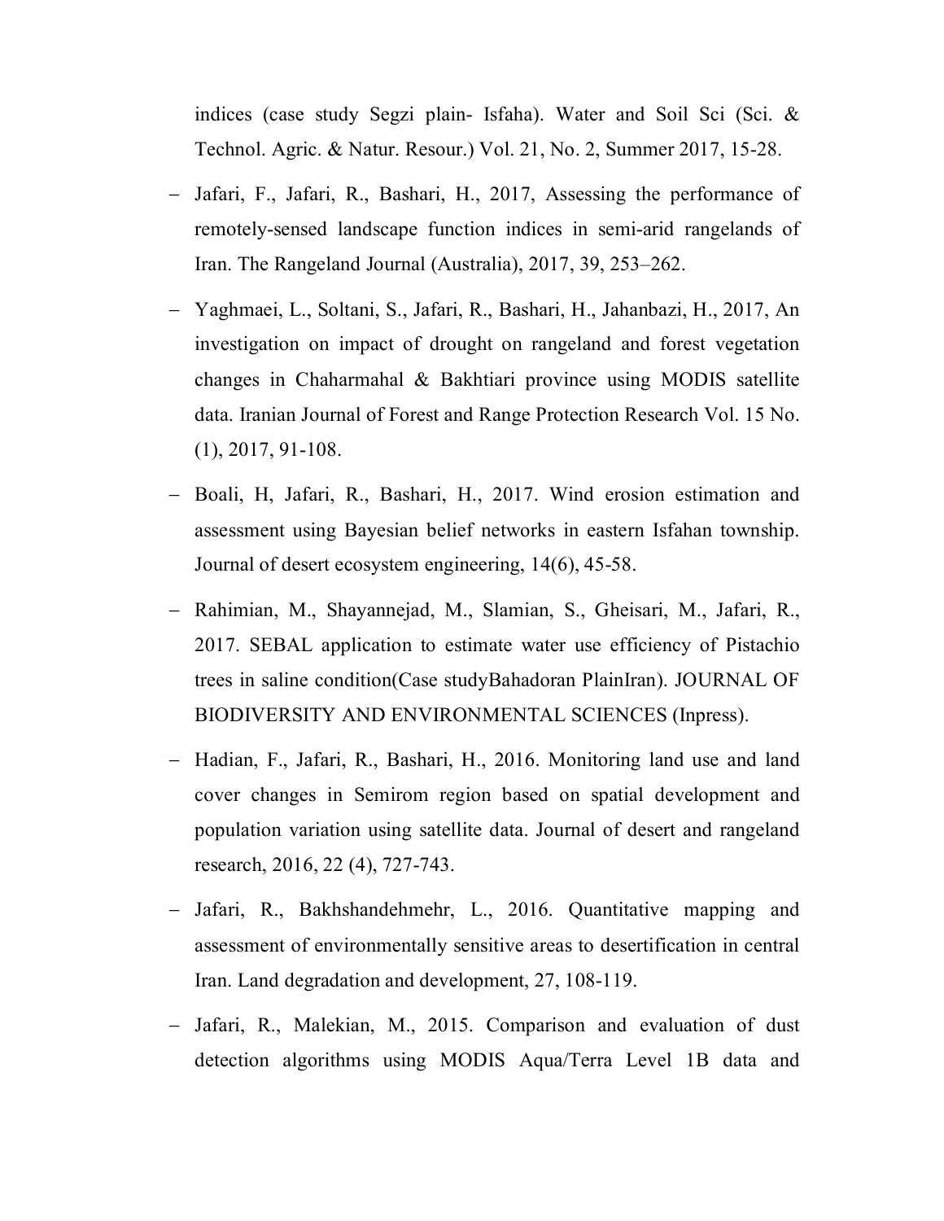indices (case study Segzi plain- Isfaha). Water and Soil Sci (Sci. & Technol. Agric. & Natur. Resour.) Vol. 21, No. 2, Summer 2017, 15-28.

- Jafari, F., Jafari, R., Bashari, H., 2017, Assessing the performance of remotely-sensed landscape function indices in semi-arid rangelands of Iran. The Rangeland Journal (Australia), 2017, 39, 253–262.
- Yaghmaei, L., Soltani, S., Jafari, R., Bashari, H., Jahanbazi, H., 2017, An investigation on impact of drought on rangeland and forest vegetation changes in Chaharmahal & Bakhtiari province using MODIS satellite data. Iranian Journal of Forest and Range Protection Research Vol. 15 No. (1), 2017, 91-108.
- Boali, H, Jafari, R., Bashari, H., 2017. Wind erosion estimation and assessment using Bayesian belief networks in eastern Isfahan township. Journal of desert ecosystem engineering, 14(6), 45-58.
- Rahimian, M., Shayannejad, M., Slamian, S., Gheisari, M., Jafari, R., 2017. SEBAL application to estimate water use efficiency of Pistachio trees in saline condition(Case studyBahadoran PlainIran). JOURNAL OF BIODIVERSITY AND ENVIRONMENTAL SCIENCES (Inpress).
- Hadian, F., Jafari, R., Bashari, H., 2016. Monitoring land use and land cover changes in Semirom region based on spatial development and population variation using satellite data. Journal of desert and rangeland research, 2016, 22 (4), 727-743.
- Jafari, R., Bakhshandehmehr, L., 2016. Quantitative mapping and assessment of environmentally sensitive areas to desertification in central Iran. Land degradation and development, 27, 108-119.
- Jafari, R., Malekian, M., 2015. Comparison and evaluation of dust detection algorithms using MODIS Aqua/Terra Level 1B data and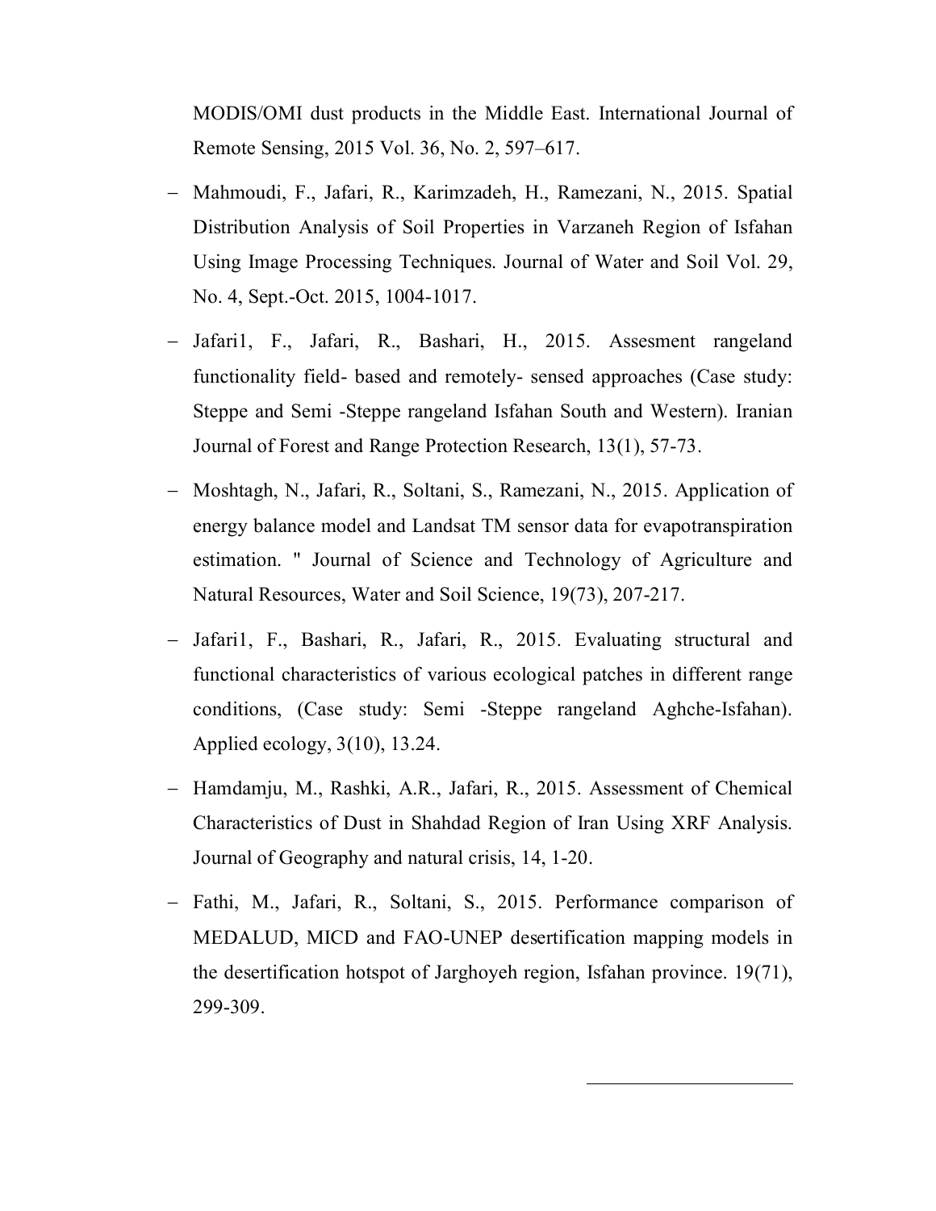MODIS/OMI dust products in the Middle East. International Journal of Remote Sensing, 2015 Vol. 36, No. 2, 597–617.

- Mahmoudi, F., Jafari, R., Karimzadeh, H., Ramezani, N., 2015. Spatial Distribution Analysis of Soil Properties in Varzaneh Region of Isfahan Using Image Processing Techniques. Journal of Water and Soil Vol. 29, No. 4, Sept.-Oct. 2015, 1004-1017.
- Jafari1, F., Jafari, R., Bashari, H., 2015. Assesment rangeland functionality field- based and remotely- sensed approaches (Case study: Steppe and Semi -Steppe rangeland Isfahan South and Western). Iranian Journal of Forest and Range Protection Research, 13(1), 57-73.
- Moshtagh, N., Jafari, R., Soltani, S., Ramezani, N., 2015. Application of energy balance model and Landsat TM sensor data for evapotranspiration estimation. " Journal of Science and Technology of Agriculture and Natural Resources, Water and Soil Science, 19(73), 207-217.
- Jafari1, F., Bashari, R., Jafari, R., 2015. Evaluating structural and functional characteristics of various ecological patches in different range conditions, (Case study: Semi -Steppe rangeland Aghche-Isfahan). Applied ecology, 3(10), 13.24.
- Hamdamju, M., Rashki, A.R., Jafari, R., 2015. Assessment of Chemical Characteristics of Dust in Shahdad Region of Iran Using XRF Analysis. Journal of Geography and natural crisis, 14, 1-20.
- Fathi, M., Jafari, R., Soltani, S., 2015. Performance comparison of MEDALUD, MICD and FAO-UNEP desertification mapping models in the desertification hotspot of Jarghoyeh region, Isfahan province. 19(71), 299-309.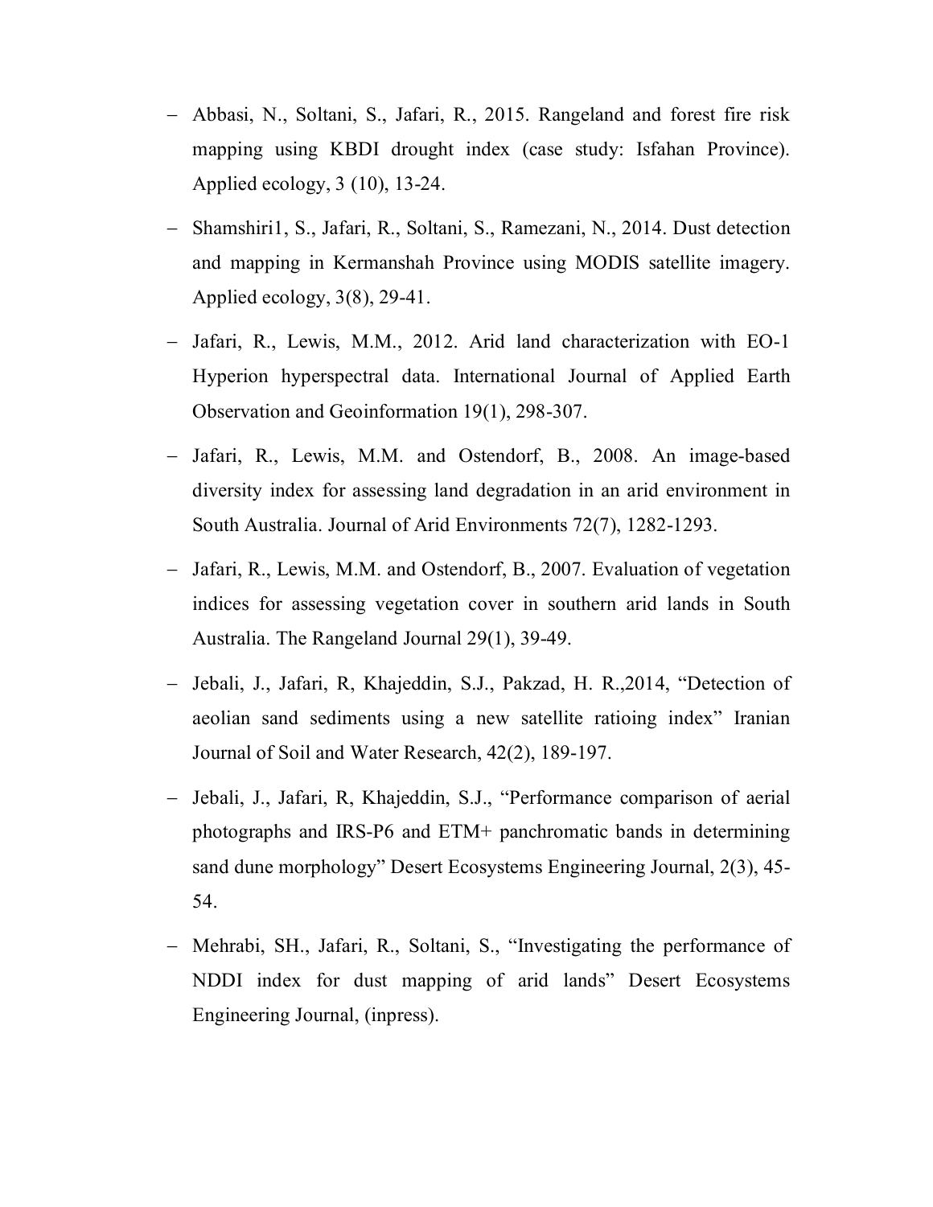- Abbasi, N., Soltani, S., Jafari, R., 2015. Rangeland and forest fire risk mapping using KBDI drought index (case study: Isfahan Province). Applied ecology, 3 (10), 13-24.
- Shamshiri1, S., Jafari, R., Soltani, S., Ramezani, N., 2014. Dust detection and mapping in Kermanshah Province using MODIS satellite imagery. Applied ecology, 3(8), 29-41.
- Jafari, R., Lewis, M.M., 2012. Arid land characterization with EO-1 Hyperion hyperspectral data. International Journal of Applied Earth Observation and Geoinformation 19(1), 298-307.
- Jafari, R., Lewis, M.M. and Ostendorf, B., 2008. An image-based diversity index for assessing land degradation in an arid environment in South Australia. Journal of Arid Environments 72(7), 1282-1293.
- Jafari, R., Lewis, M.M. and Ostendorf, B., 2007. Evaluation of vegetation indices for assessing vegetation cover in southern arid lands in South Australia. The Rangeland Journal 29(1), 39-49.
- Jebali, J., Jafari, R, Khajeddin, S.J., Pakzad, H. R.,2014, "Detection of aeolian sand sediments using a new satellite ratioing index" Iranian Journal of Soil and Water Research, 42(2), 189-197.
- Jebali, J., Jafari, R, Khajeddin, S.J., "Performance comparison of aerial photographs and IRS-P6 and ETM+ panchromatic bands in determining sand dune morphology" Desert Ecosystems Engineering Journal, 2(3), 45-54.
- Mehrabi, SH., Jafari, R., Soltani, S., "Investigating the performance of NDDI index for dust mapping of arid lands" Desert Ecosystems Engineering Journal, (inpress).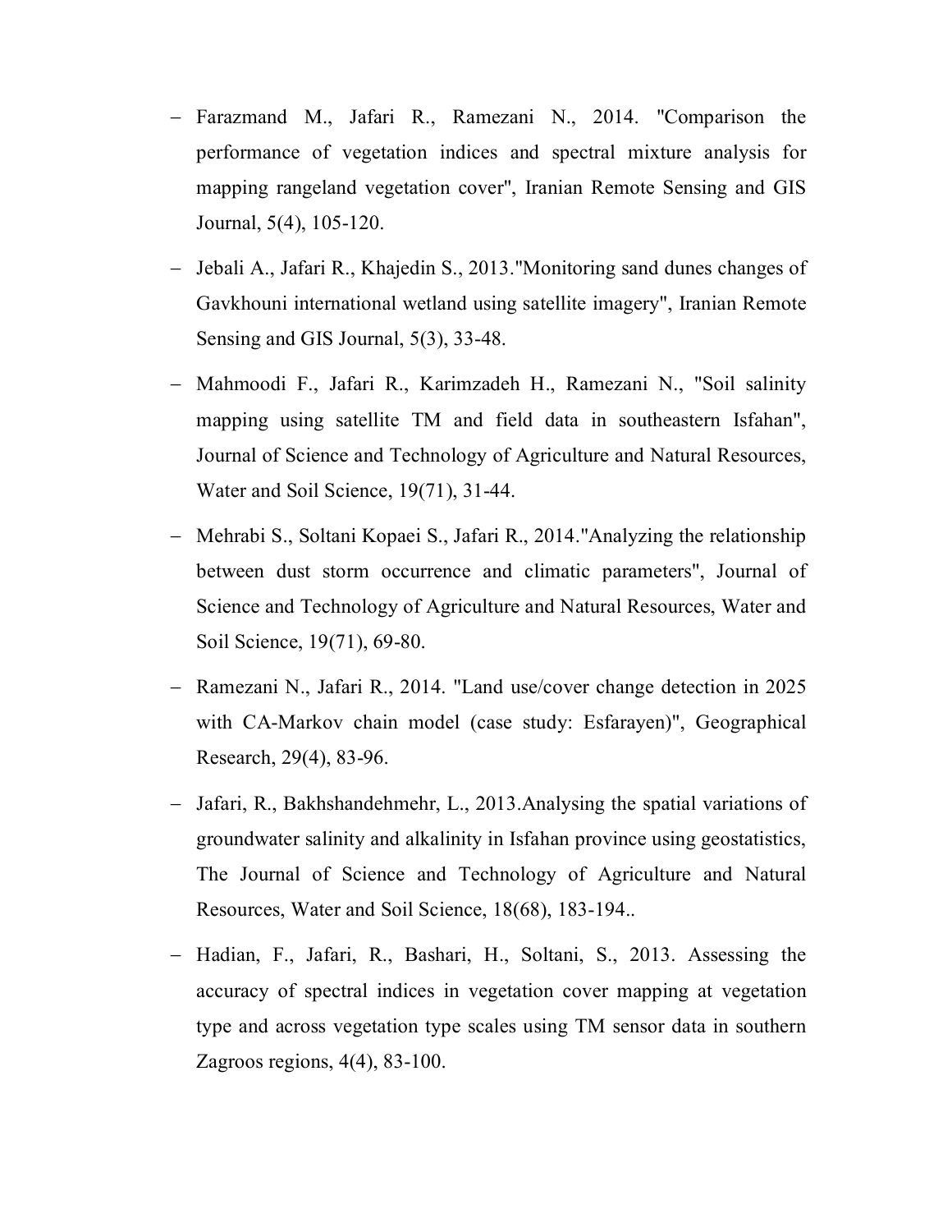- Farazmand M., Jafari R., Ramezani N., 2014. "Comparison the performance of vegetation indices and spectral mixture analysis for mapping rangeland vegetation cover", Iranian Remote Sensing and GIS Journal, 5(4), 105-120.
- Jebali A., Jafari R., Khajedin S., 2013."Monitoring sand dunes changes of Gavkhouni international wetland using satellite imagery", Iranian Remote Sensing and GIS Journal, 5(3), 33-48.
- Mahmoodi F., Jafari R., Karimzadeh H., Ramezani N., "Soil salinity mapping using satellite TM and field data in southeastern Isfahan", Journal of Science and Technology of Agriculture and Natural Resources, Water and Soil Science, 19(71), 31-44.
- Mehrabi S., Soltani Kopaei S., Jafari R., 2014."Analyzing the relationship between dust storm occurrence and climatic parameters", Journal of Science and Technology of Agriculture and Natural Resources, Water and Soil Science, 19(71), 69-80.
- Ramezani N., Jafari R., 2014. "Land use/cover change detection in 2025 with CA-Markov chain model (case study: Esfarayen)", Geographical Research, 29(4), 83-96.
- Jafari, R., Bakhshandehmehr, L., 2013.Analysing the spatial variations of groundwater salinity and alkalinity in Isfahan province using geostatistics, The Journal of Science and Technology of Agriculture and Natural Resources, Water and Soil Science, 18(68), 183-194..
- Hadian, F., Jafari, R., Bashari, H., Soltani, S., 2013. Assessing the accuracy of spectral indices in vegetation cover mapping at vegetation type and across vegetation type scales using TM sensor data in southern Zagroos regions, 4(4), 83-100.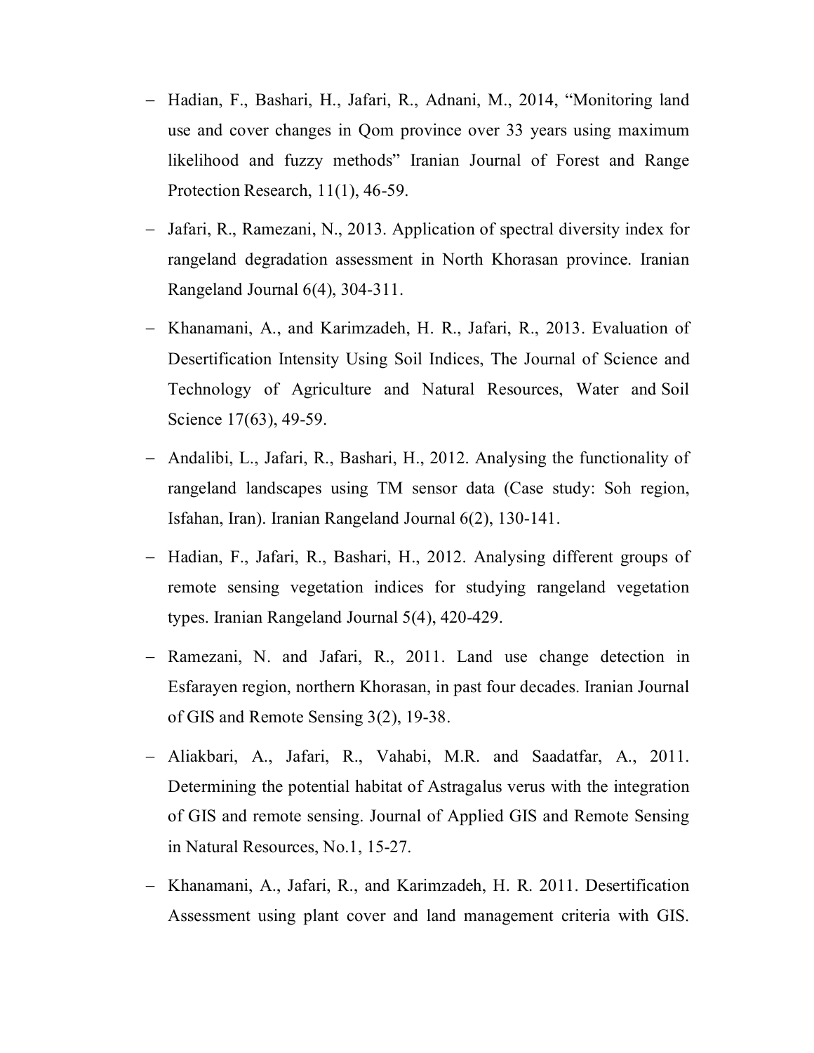- Hadian, F., Bashari, H., Jafari, R., Adnani, M., 2014, “Monitoring land use and cover changes in Qom province over 33 years using maximum likelihood and fuzzy methods” Iranian Journal of Forest and Range Protection Research, 11(1), 46-59.
- Jafari, R., Ramezani, N., 2013. Application of spectral diversity index for rangeland degradation assessment in North Khorasan province. Iranian Rangeland Journal 6(4), 304-311.
- Khanamani, A., and Karimzadeh, H. R., Jafari, R., 2013. Evaluation of Desertification Intensity Using Soil Indices, The Journal of Science and Technology of Agriculture and Natural Resources, Water and Soil Science 17(63), 49-59.
- Andalibi, L., Jafari, R., Bashari, H., 2012. Analysing the functionality of rangeland landscapes using TM sensor data (Case study: Soh region, Isfahan, Iran). Iranian Rangeland Journal 6(2), 130-141.
- Hadian, F., Jafari, R., Bashari, H., 2012. Analysing different groups of remote sensing vegetation indices for studying rangeland vegetation types. Iranian Rangeland Journal 5(4), 420-429.
- Ramezani, N. and Jafari, R., 2011. Land use change detection in Esfarayen region, northern Khorasan, in past four decades. Iranian Journal of GIS and Remote Sensing 3(2), 19-38.
- Aliakbari, A., Jafari, R., Vahabi, M.R. and Saadatfar, A., 2011. Determining the potential habitat of Astragalus verus with the integration of GIS and remote sensing. Journal of Applied GIS and Remote Sensing in Natural Resources, No.1, 15-27.
- Khanamani, A., Jafari, R., and Karimzadeh, H. R. 2011. Desertification Assessment using plant cover and land management criteria with GIS.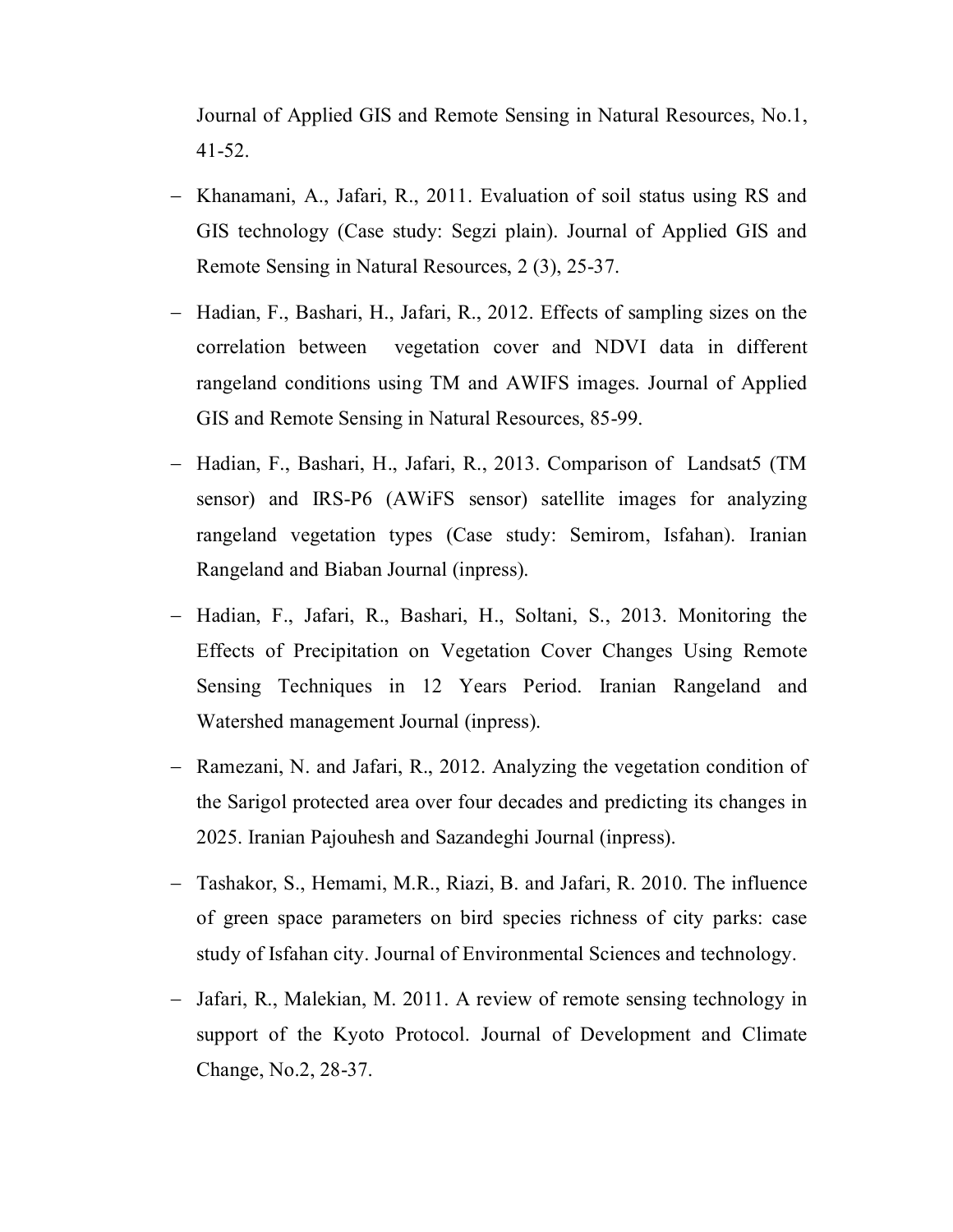Journal of Applied GIS and Remote Sensing in Natural Resources, No.1, 41-52.

- Khanamani, A., Jafari, R., 2011. Evaluation of soil status using RS and GIS technology (Case study: Segzi plain). Journal of Applied GIS and Remote Sensing in Natural Resources, 2 (3), 25-37.
- Hadian, F., Bashari, H., Jafari, R., 2012. Effects of sampling sizes on the correlation between vegetation cover and NDVI data in different rangeland conditions using TM and AWIFS images. Journal of Applied GIS and Remote Sensing in Natural Resources, 85-99.
- Hadian, F., Bashari, H., Jafari, R., 2013. Comparison of Landsat5 (TM sensor) and IRS-P6 (AWiFS sensor) satellite images for analyzing rangeland vegetation types (Case study: Semirom, Isfahan). Iranian Rangeland and Biaban Journal (inpress).
- Hadian, F., Jafari, R., Bashari, H., Soltani, S., 2013. Monitoring the Effects of Precipitation on Vegetation Cover Changes Using Remote Sensing Techniques in 12 Years Period. Iranian Rangeland and Watershed management Journal (inpress).
- Ramezani, N. and Jafari, R., 2012. Analyzing the vegetation condition of the Sarigol protected area over four decades and predicting its changes in 2025. Iranian Pajouhesh and Sazandeghi Journal (inpress).
- Tashakor, S., Hemami, M.R., Riazi, B. and Jafari, R. 2010. The influence of green space parameters on bird species richness of city parks: case study of Isfahan city. Journal of Environmental Sciences and technology.
- Jafari, R., Malekian, M. 2011. A review of remote sensing technology in support of the Kyoto Protocol. Journal of Development and Climate Change, No.2, 28-37.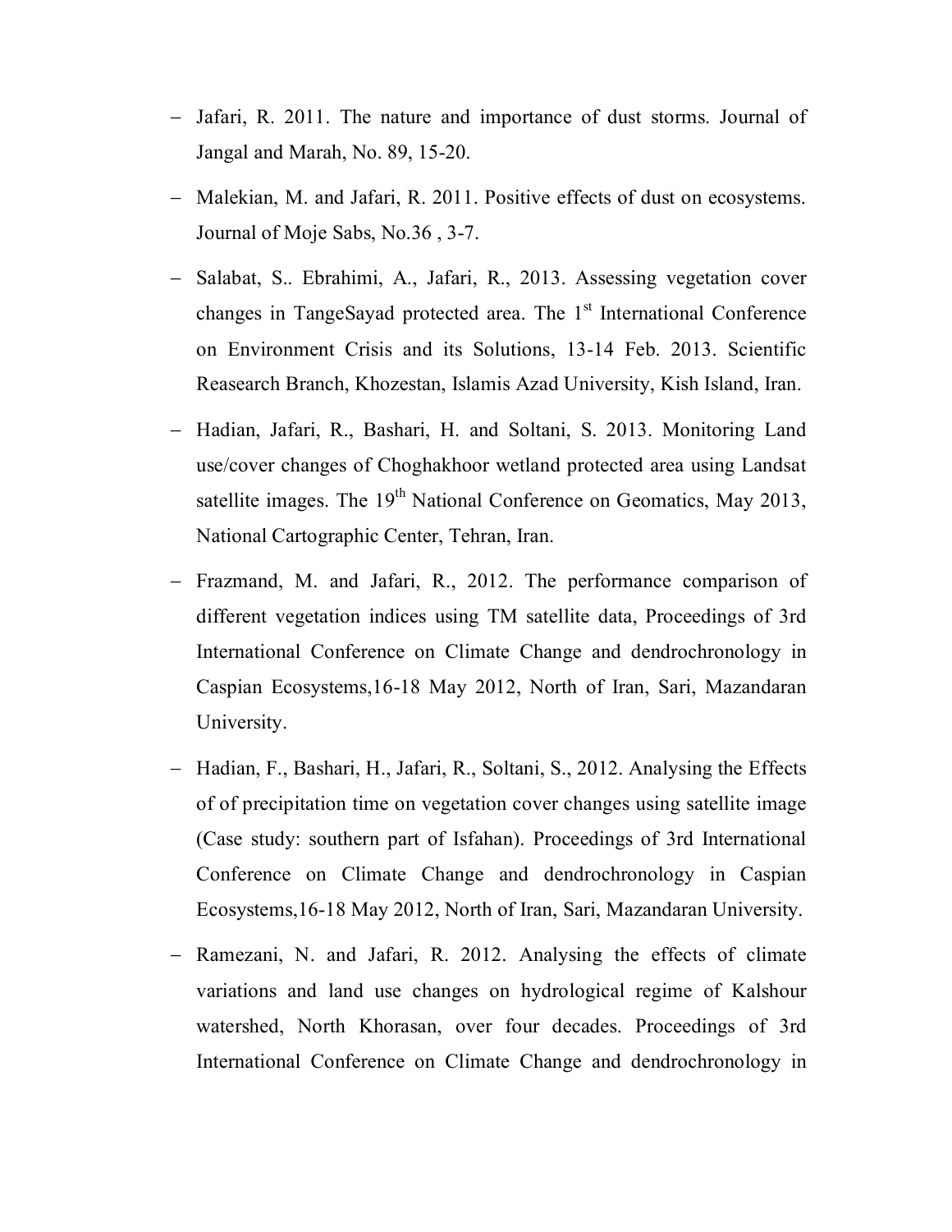- Jafari, R. 2011. The nature and importance of dust storms. Journal of Jangal and Marah, No. 89, 15-20.
- Malekian, M. and Jafari, R. 2011. Positive effects of dust on ecosystems. Journal of Moje Sabs, No.36 , 3-7.
- Salabat, S.. Ebrahimi, A., Jafari, R., 2013. Assessing vegetation cover changes in TangeSayad protected area. The 1st International Conference on Environment Crisis and its Solutions, 13-14 Feb. 2013. Scientific Reasearch Branch, Khozestan, Islamis Azad University, Kish Island, Iran.
- Hadian, Jafari, R., Bashari, H. and Soltani, S. 2013. Monitoring Land use/cover changes of Choghakhoor wetland protected area using Landsat satellite images. The 19th National Conference on Geomatics, May 2013, National Cartographic Center, Tehran, Iran.
- Frazmand, M. and Jafari, R., 2012. The performance comparison of different vegetation indices using TM satellite data, Proceedings of 3rd International Conference on Climate Change and dendrochronology in Caspian Ecosystems,16-18 May 2012, North of Iran, Sari, Mazandaran University.
- Hadian, F., Bashari, H., Jafari, R., Soltani, S., 2012. Analysing the Effects of of precipitation time on vegetation cover changes using satellite image (Case study: southern part of Isfahan). Proceedings of 3rd International Conference on Climate Change and dendrochronology in Caspian Ecosystems,16-18 May 2012, North of Iran, Sari, Mazandaran University.
- Ramezani, N. and Jafari, R. 2012. Analysing the effects of climate variations and land use changes on hydrological regime of Kalshour watershed, North Khorasan, over four decades. Proceedings of 3rd International Conference on Climate Change and dendrochronology in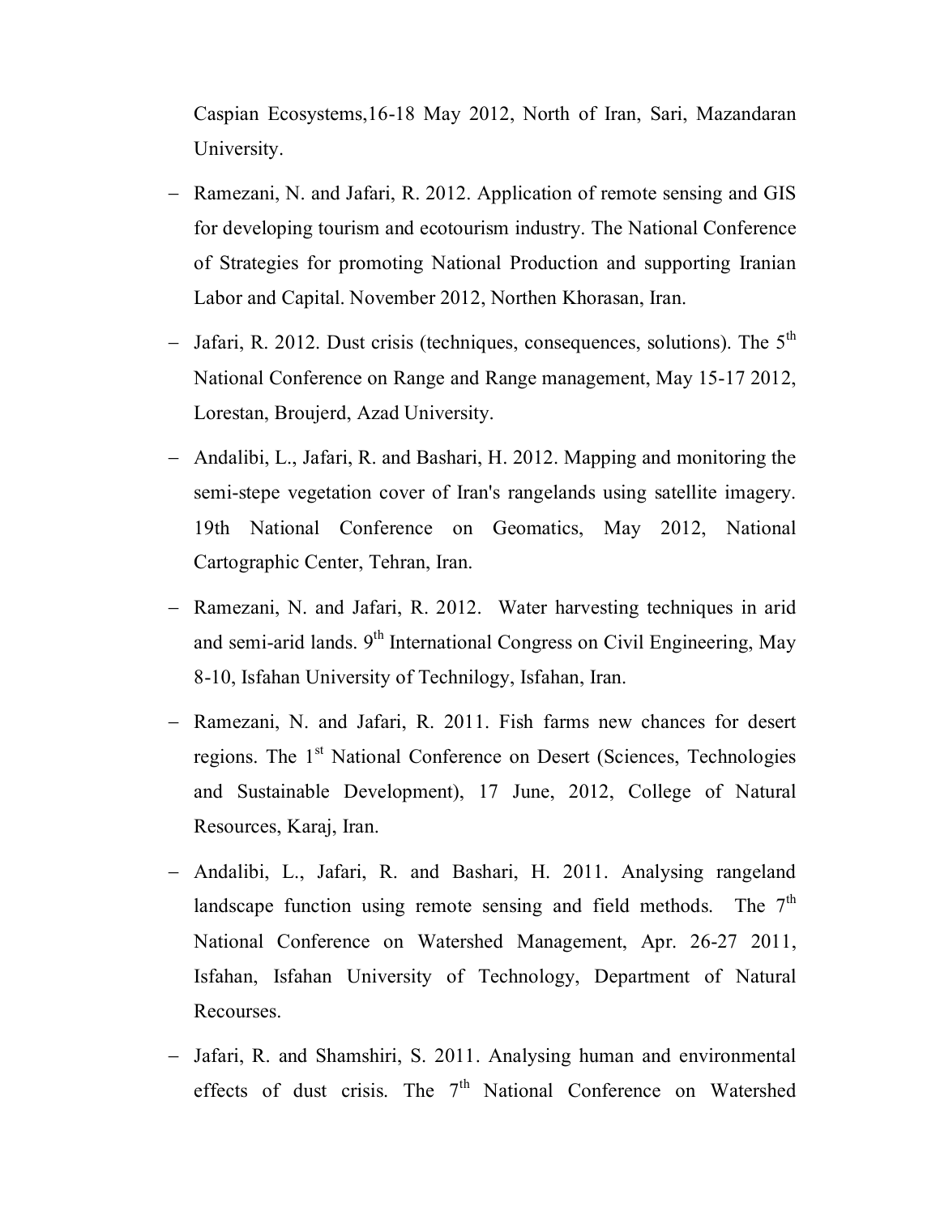Caspian Ecosystems,16-18 May 2012, North of Iran, Sari, Mazandaran University.

- Ramezani, N. and Jafari, R. 2012. Application of remote sensing and GIS for developing tourism and ecotourism industry. The National Conference of Strategies for promoting National Production and supporting Iranian Labor and Capital. November 2012, Northen Khorasan, Iran.
- Jafari, R. 2012. Dust crisis (techniques, consequences, solutions). The 5th National Conference on Range and Range management, May 15-17 2012, Lorestan, Broujerd, Azad University.
- Andalibi, L., Jafari, R. and Bashari, H. 2012. Mapping and monitoring the semi-stepe vegetation cover of Iran's rangelands using satellite imagery. 19th National Conference on Geomatics, May 2012, National Cartographic Center, Tehran, Iran.
- Ramezani, N. and Jafari, R. 2012. Water harvesting techniques in arid and semi-arid lands. 9th International Congress on Civil Engineering, May 8-10, Isfahan University of Technilogy, Isfahan, Iran.
- Ramezani, N. and Jafari, R. 2011. Fish farms new chances for desert regions. The 1st National Conference on Desert (Sciences, Technologies and Sustainable Development), 17 June, 2012, College of Natural Resources, Karaj, Iran.
- Andalibi, L., Jafari, R. and Bashari, H. 2011. Analysing rangeland landscape function using remote sensing and field methods. The 7th National Conference on Watershed Management, Apr. 26-27 2011, Isfahan, Isfahan University of Technology, Department of Natural Recourses.
- Jafari, R. and Shamshiri, S. 2011. Analysing human and environmental effects of dust crisis. The 7th National Conference on Watershed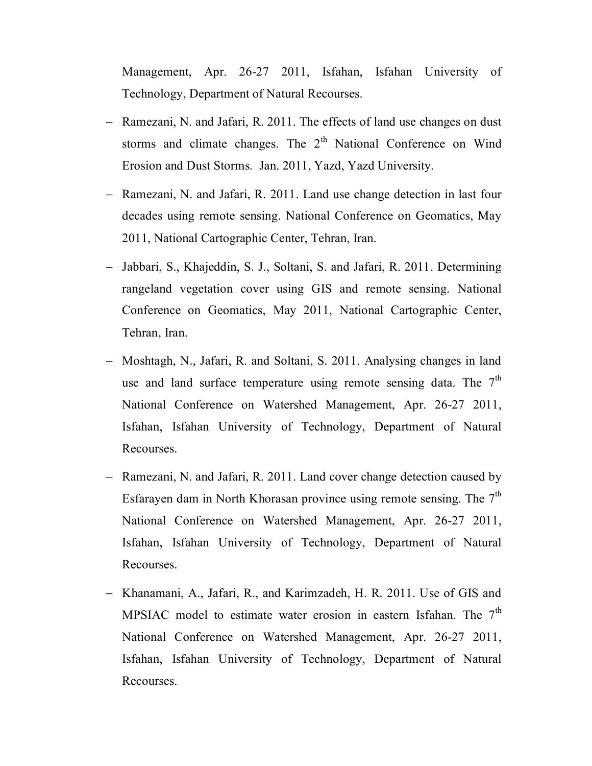Management, Apr. 26-27 2011, Isfahan, Isfahan University of Technology, Department of Natural Recourses.

- Ramezani, N. and Jafari, R. 2011. The effects of land use changes on dust storms and climate changes. The 2th National Conference on Wind Erosion and Dust Storms. Jan. 2011, Yazd, Yazd University.
- Ramezani, N. and Jafari, R. 2011. Land use change detection in last four decades using remote sensing. National Conference on Geomatics, May 2011, National Cartographic Center, Tehran, Iran.
- Jabbari, S., Khajeddin, S. J., Soltani, S. and Jafari, R. 2011. Determining rangeland vegetation cover using GIS and remote sensing. National Conference on Geomatics, May 2011, National Cartographic Center, Tehran, Iran.
- Moshtagh, N., Jafari, R. and Soltani, S. 2011. Analysing changes in land use and land surface temperature using remote sensing data. The 7th National Conference on Watershed Management, Apr. 26-27 2011, Isfahan, Isfahan University of Technology, Department of Natural Recourses.
- Ramezani, N. and Jafari, R. 2011. Land cover change detection caused by Esfarayen dam in North Khorasan province using remote sensing. The 7th National Conference on Watershed Management, Apr. 26-27 2011, Isfahan, Isfahan University of Technology, Department of Natural Recourses.
- Khanamani, A., Jafari, R., and Karimzadeh, H. R. 2011. Use of GIS and MPSIAC model to estimate water erosion in eastern Isfahan. The 7th National Conference on Watershed Management, Apr. 26-27 2011, Isfahan, Isfahan University of Technology, Department of Natural Recourses.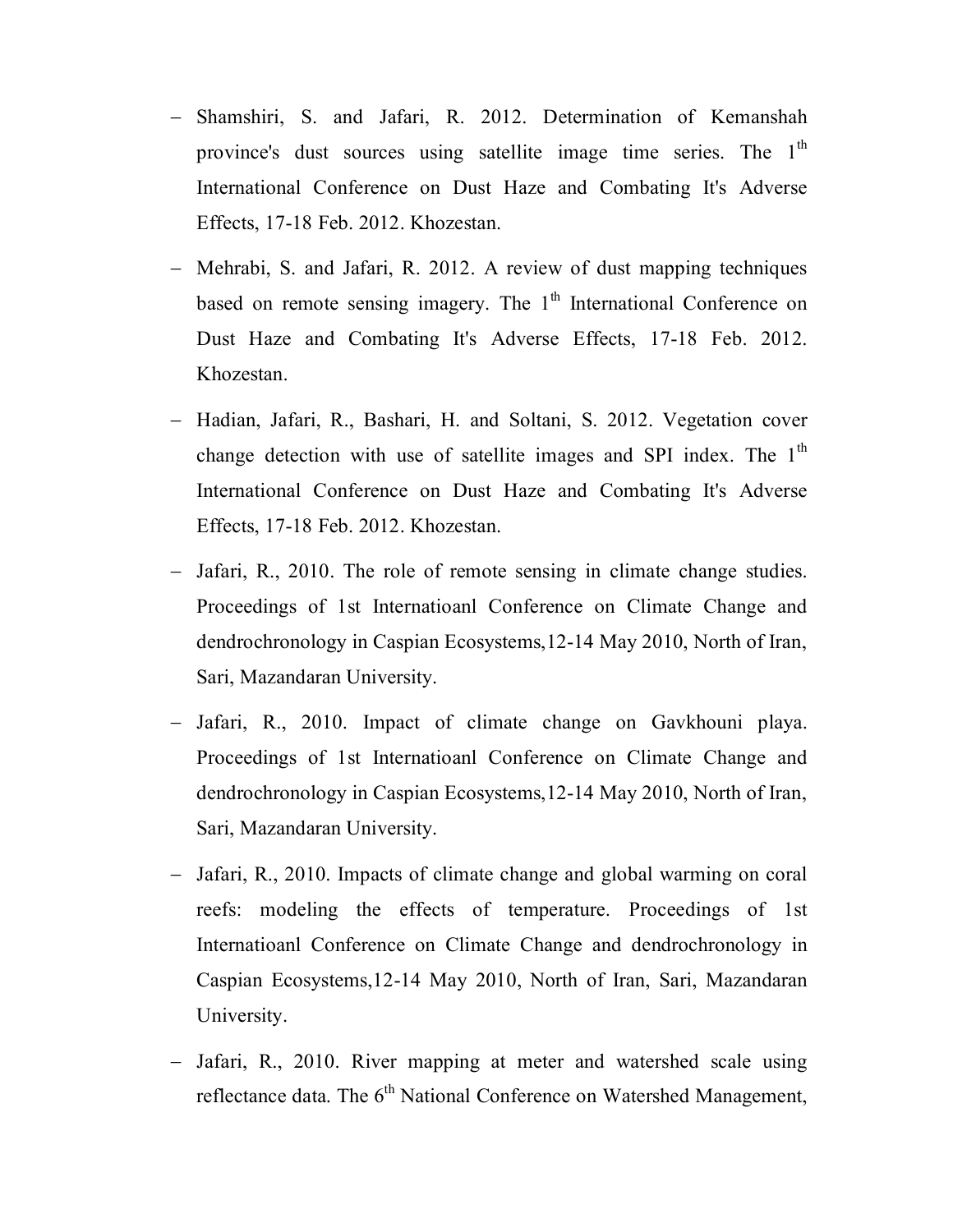- Shamshiri, S. and Jafari, R. 2012. Determination of Kemanshah province's dust sources using satellite image time series. The 1th International Conference on Dust Haze and Combating It's Adverse Effects, 17-18 Feb. 2012. Khozestan.
- Mehrabi, S. and Jafari, R. 2012. A review of dust mapping techniques based on remote sensing imagery. The 1th International Conference on Dust Haze and Combating It's Adverse Effects, 17-18 Feb. 2012. Khozestan.
- Hadian, Jafari, R., Bashari, H. and Soltani, S. 2012. Vegetation cover change detection with use of satellite images and SPI index. The 1th International Conference on Dust Haze and Combating It's Adverse Effects, 17-18 Feb. 2012. Khozestan.
- Jafari, R., 2010. The role of remote sensing in climate change studies. Proceedings of 1st Internatioanl Conference on Climate Change and dendrochronology in Caspian Ecosystems,12-14 May 2010, North of Iran, Sari, Mazandaran University.
- Jafari, R., 2010. Impact of climate change on Gavkhouni playa. Proceedings of 1st Internatioanl Conference on Climate Change and dendrochronology in Caspian Ecosystems,12-14 May 2010, North of Iran, Sari, Mazandaran University.
- Jafari, R., 2010. Impacts of climate change and global warming on coral reefs: modeling the effects of temperature. Proceedings of 1st Internatioanl Conference on Climate Change and dendrochronology in Caspian Ecosystems,12-14 May 2010, North of Iran, Sari, Mazandaran University.
- Jafari, R., 2010. River mapping at meter and watershed scale using reflectance data. The 6th National Conference on Watershed Management,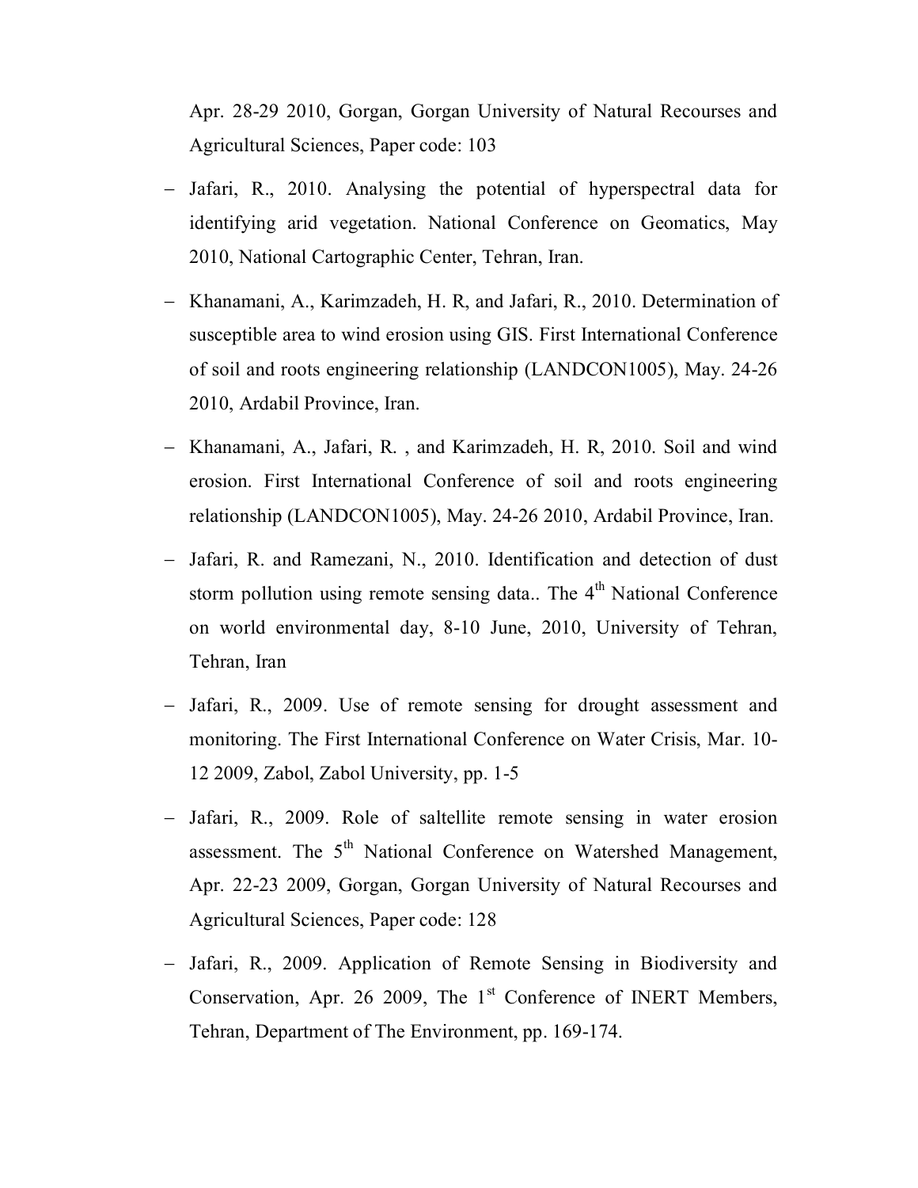Apr. 28-29 2010, Gorgan, Gorgan University of Natural Recourses and Agricultural Sciences, Paper code: 103

- Jafari, R., 2010. Analysing the potential of hyperspectral data for identifying arid vegetation. National Conference on Geomatics, May 2010, National Cartographic Center, Tehran, Iran.
- Khanamani, A., Karimzadeh, H. R, and Jafari, R., 2010. Determination of susceptible area to wind erosion using GIS. First International Conference of soil and roots engineering relationship (LANDCON1005), May. 24-26 2010, Ardabil Province, Iran.
- Khanamani, A., Jafari, R. , and Karimzadeh, H. R, 2010. Soil and wind erosion. First International Conference of soil and roots engineering relationship (LANDCON1005), May. 24-26 2010, Ardabil Province, Iran.
- Jafari, R. and Ramezani, N., 2010. Identification and detection of dust storm pollution using remote sensing data.. The 4th National Conference on world environmental day, 8-10 June, 2010, University of Tehran, Tehran, Iran
- Jafari, R., 2009. Use of remote sensing for drought assessment and monitoring. The First International Conference on Water Crisis, Mar. 10-12 2009, Zabol, Zabol University, pp. 1-5
- Jafari, R., 2009. Role of saltellite remote sensing in water erosion assessment. The 5th National Conference on Watershed Management, Apr. 22-23 2009, Gorgan, Gorgan University of Natural Recourses and Agricultural Sciences, Paper code: 128
- Jafari, R., 2009. Application of Remote Sensing in Biodiversity and Conservation, Apr. 26 2009, The 1st Conference of INERT Members, Tehran, Department of The Environment, pp. 169-174.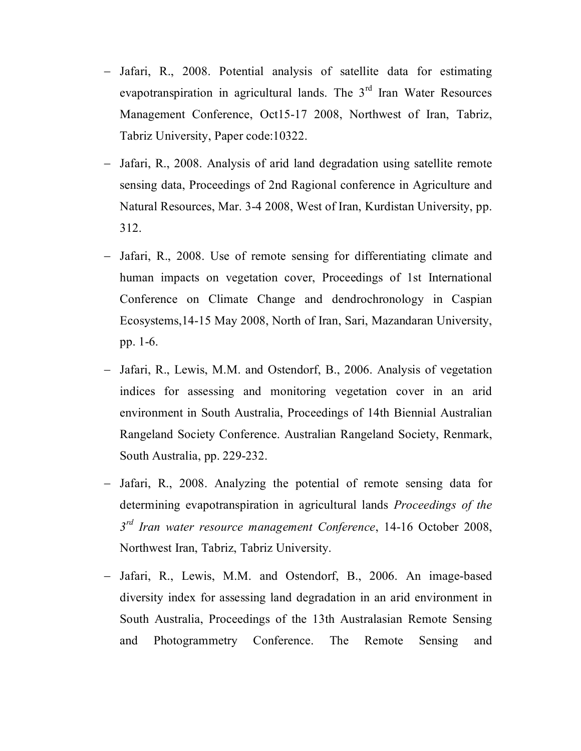- Jafari, R., 2008. Potential analysis of satellite data for estimating evapotranspiration in agricultural lands. The 3rd Iran Water Resources Management Conference, Oct15-17 2008, Northwest of Iran, Tabriz, Tabriz University, Paper code:10322.
- Jafari, R., 2008. Analysis of arid land degradation using satellite remote sensing data, Proceedings of 2nd Ragional conference in Agriculture and Natural Resources, Mar. 3-4 2008, West of Iran, Kurdistan University, pp. 312.
- Jafari, R., 2008. Use of remote sensing for differentiating climate and human impacts on vegetation cover, Proceedings of 1st International Conference on Climate Change and dendrochronology in Caspian Ecosystems,14-15 May 2008, North of Iran, Sari, Mazandaran University, pp. 1-6.
- Jafari, R., Lewis, M.M. and Ostendorf, B., 2006. Analysis of vegetation indices for assessing and monitoring vegetation cover in an arid environment in South Australia, Proceedings of 14th Biennial Australian Rangeland Society Conference. Australian Rangeland Society, Renmark, South Australia, pp. 229-232.
- Jafari, R., 2008. Analyzing the potential of remote sensing data for determining evapotranspiration in agricultural lands *Proceedings of the 3rd Iran water resource management Conference*, 14-16 October 2008, Northwest Iran, Tabriz, Tabriz University.
- Jafari, R., Lewis, M.M. and Ostendorf, B., 2006. An image-based diversity index for assessing land degradation in an arid environment in South Australia, Proceedings of the 13th Australasian Remote Sensing and Photogrammetry Conference. The Remote Sensing and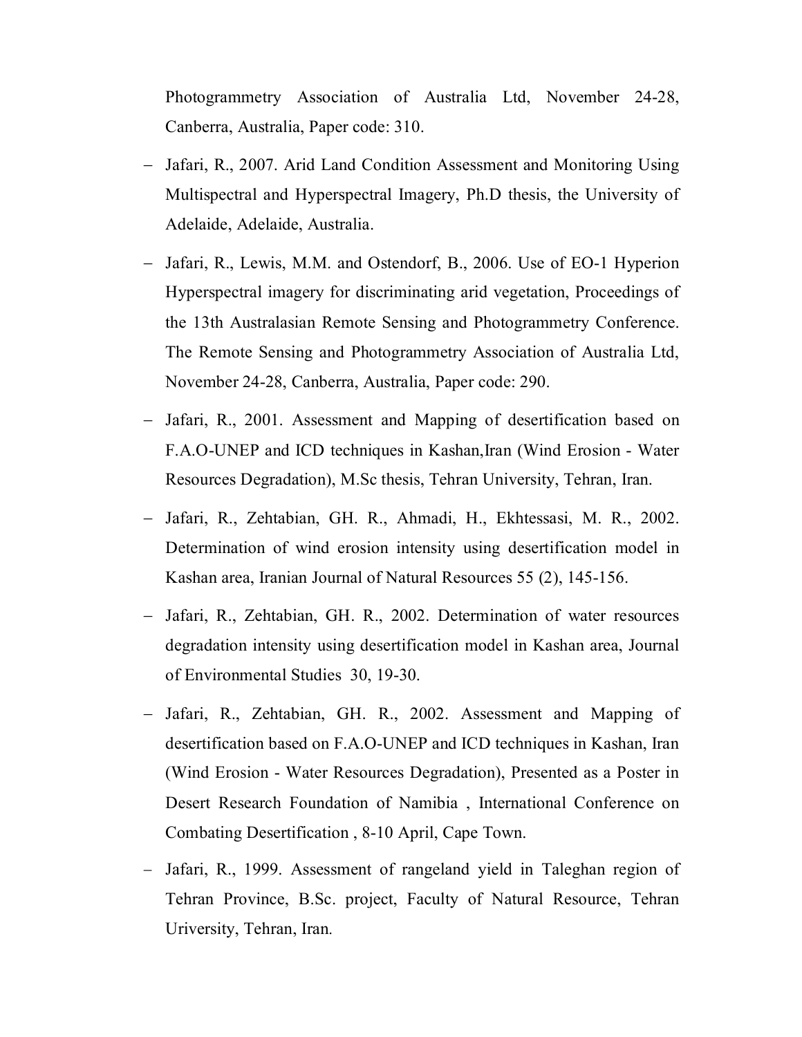Photogrammetry Association of Australia Ltd, November 24-28, Canberra, Australia, Paper code: 310.

- Jafari, R., 2007. Arid Land Condition Assessment and Monitoring Using Multispectral and Hyperspectral Imagery, Ph.D thesis, the University of Adelaide, Adelaide, Australia.
- Jafari, R., Lewis, M.M. and Ostendorf, B., 2006. Use of EO-1 Hyperion Hyperspectral imagery for discriminating arid vegetation, Proceedings of the 13th Australasian Remote Sensing and Photogrammetry Conference. The Remote Sensing and Photogrammetry Association of Australia Ltd, November 24-28, Canberra, Australia, Paper code: 290.
- Jafari, R., 2001. Assessment and Mapping of desertification based on F.A.O-UNEP and ICD techniques in Kashan,Iran (Wind Erosion - Water Resources Degradation), M.Sc thesis, Tehran University, Tehran, Iran.
- Jafari, R., Zehtabian, GH. R., Ahmadi, H., Ekhtessasi, M. R., 2002. Determination of wind erosion intensity using desertification model in Kashan area, Iranian Journal of Natural Resources 55 (2), 145-156.
- Jafari, R., Zehtabian, GH. R., 2002. Determination of water resources degradation intensity using desertification model in Kashan area, Journal of Environmental Studies 30, 19-30.
- Jafari, R., Zehtabian, GH. R., 2002. Assessment and Mapping of desertification based on F.A.O-UNEP and ICD techniques in Kashan, Iran (Wind Erosion - Water Resources Degradation), Presented as a Poster in Desert Research Foundation of Namibia , International Conference on Combating Desertification , 8-10 April, Cape Town.
- Jafari, R., 1999. Assessment of rangeland yield in Taleghan region of Tehran Province, B.Sc. project, Faculty of Natural Resource, Tehran Urivers​ity, Tehran, Iran.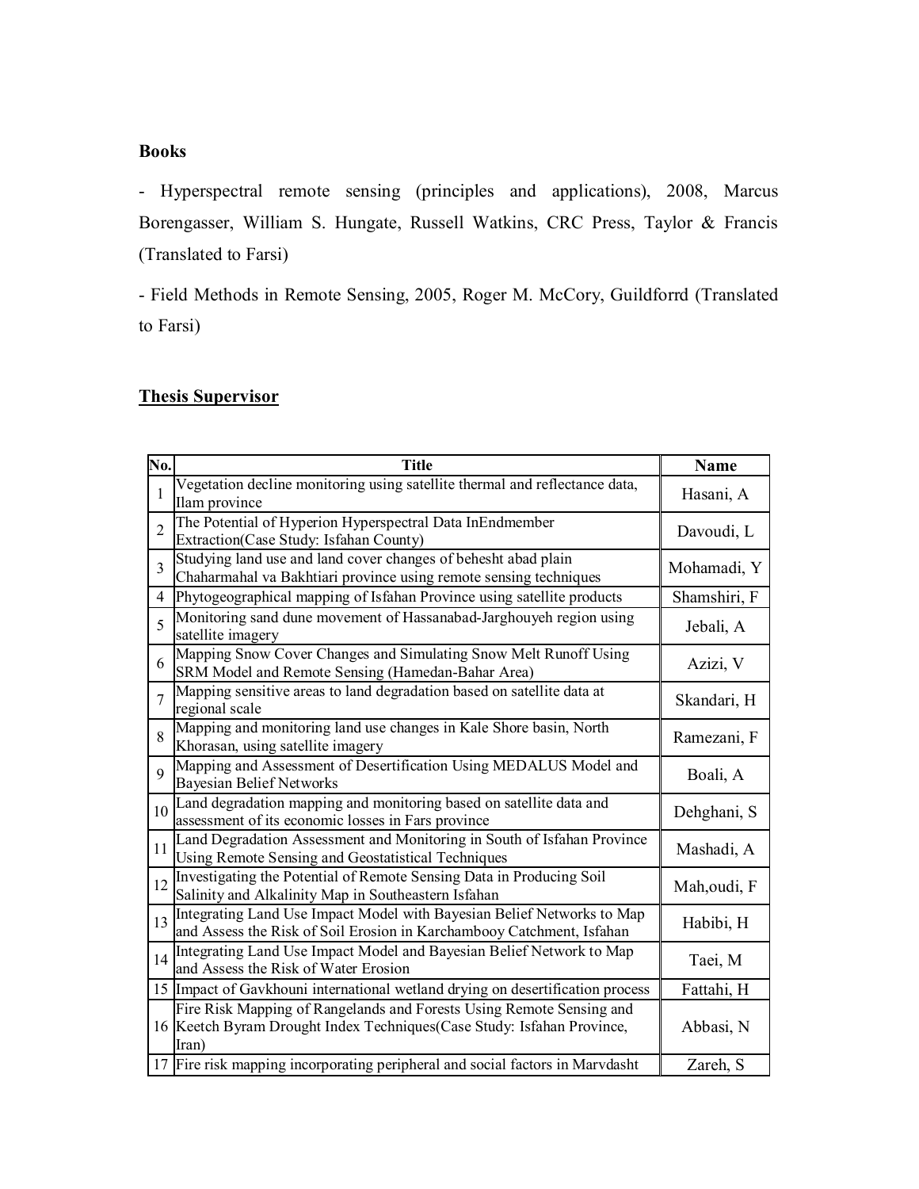**Books**

- Hyperspectral remote sensing (principles and applications), 2008, Marcus Borengasser, William S. Hungate, Russell Watkins, CRC Press, Taylor & Francis (Translated to Farsi)

- Field Methods in Remote Sensing, 2005, Roger M. McCory, Guildforrd (Translated to Farsi)

## Thesis Supervisor

| No. | Title | Name |
|---|---|---|
| 1 | Vegetation decline monitoring using satellite thermal and reflectance data, Ilam province | Hasani, A |
| 2 | The Potential of Hyperion Hyperspectral Data InEndmember Extraction(Case Study: Isfahan County) | Davoudi, L |
| 3 | Studying land use and land cover changes of behesht abad plain Chaharmahal va Bakhtiari province using remote sensing techniques | Mohamadi, Y |
| 4 | Phytogeographical mapping of Isfahan Province using satellite products | Shamshiri, F |
| 5 | Monitoring sand dune movement of Hassanabad-Jarghouyeh region using satellite imagery | Jebali, A |
| 6 | Mapping Snow Cover Changes and Simulating Snow Melt Runoff Using SRM Model and Remote Sensing (Hamedan-Bahar Area) | Azizi, V |
| 7 | Mapping sensitive areas to land degradation based on satellite data at regional scale | Skandari, H |
| 8 | Mapping and monitoring land use changes in Kale Shore basin, North Khorasan, using satellite imagery | Ramezani, F |
| 9 | Mapping and Assessment of Desertification Using MEDALUS Model and Bayesian Belief Networks | Boali, A |
| 10 | Land degradation mapping and monitoring based on satellite data and assessment of its economic losses in Fars province | Dehghani, S |
| 11 | Land Degradation Assessment and Monitoring in South of Isfahan Province Using Remote Sensing and Geostatistical Techniques | Mashadi, A |
| 12 | Investigating the Potential of Remote Sensing Data in Producing Soil Salinity and Alkalinity Map in Southeastern Isfahan | Mah,oudi, F |
| 13 | Integrating Land Use Impact Model with Bayesian Belief Networks to Map and Assess the Risk of Soil Erosion in Karchambooy Catchment, Isfahan | Habibi, H |
| 14 | Integrating Land Use Impact Model and Bayesian Belief Network to Map and Assess the Risk of Water Erosion | Taei, M |
| 15 | Impact of Gavkhouni international wetland drying on desertification process | Fattahi, H |
| 16 | Fire Risk Mapping of Rangelands and Forests Using Remote Sensing and Keetch Byram Drought Index Techniques(Case Study: Isfahan Province, Iran) | Abbasi, N |
| 17 | Fire risk mapping incorporating peripheral and social factors in Marvdasht | Zareh, S |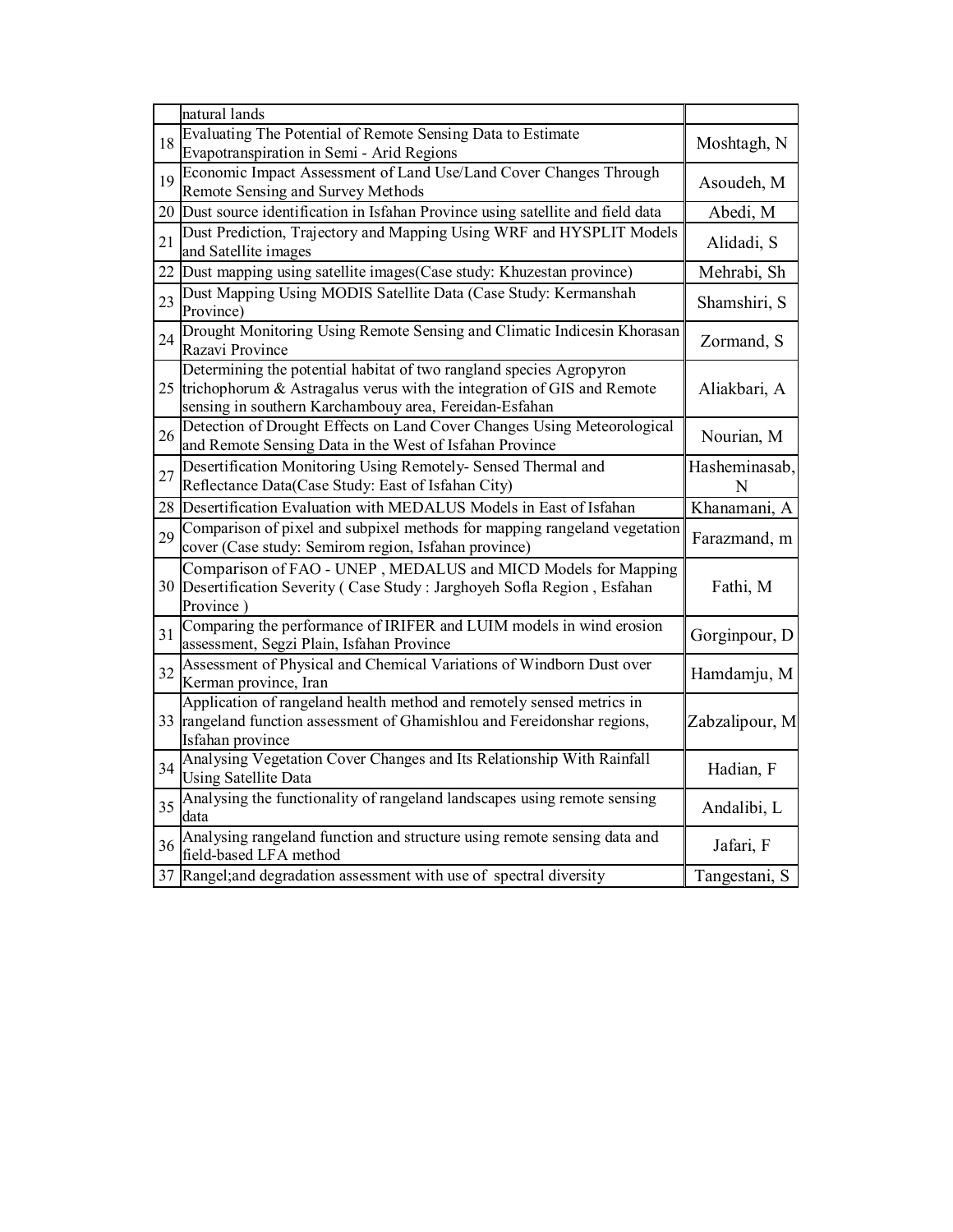| | | |
|---|---|---|
| | natural lands | |
| 18 | Evaluating The Potential of Remote Sensing Data to Estimate Evapotranspiration in Semi - Arid Regions | Moshtagh, N |
| 19 | Economic Impact Assessment of Land Use/Land Cover Changes Through Remote Sensing and Survey Methods | Asoudeh, M |
| 20 | Dust source identification in Isfahan Province using satellite and field data | Abedi, M |
| 21 | Dust Prediction, Trajectory and Mapping Using WRF and HYSPLIT Models and Satellite images | Alidadi, S |
| 22 | Dust mapping using satellite images(Case study: Khuzestan province) | Mehrabi, Sh |
| 23 | Dust Mapping Using MODIS Satellite Data (Case Study: Kermanshah Province) | Shamshiri, S |
| 24 | Drought Monitoring Using Remote Sensing and Climatic Indicesin Khorasan Razavi Province | Zormand, S |
| 25 | Determining the potential habitat of two rangland species Agropyron trichophorum & Astragalus verus with the integration of GIS and Remote sensing in southern Karchambouy area, Fereidan-Esfahan | Aliakbari, A |
| 26 | Detection of Drought Effects on Land Cover Changes Using Meteorological and Remote Sensing Data in the West of Isfahan Province | Nourian, M |
| 27 | Desertification Monitoring Using Remotely- Sensed Thermal and Reflectance Data(Case Study: East of Isfahan City) | Hasheminasab, N |
| 28 | Desertification Evaluation with MEDALUS Models in East of Isfahan | Khanamani, A |
| 29 | Comparison of pixel and subpixel methods for mapping rangeland vegetation cover (Case study: Semirom region, Isfahan province) | Farazmand, m |
| 30 | Comparison of FAO - UNEP , MEDALUS and MICD Models for Mapping Desertification Severity ( Case Study : Jarghoyeh Sofla Region , Esfahan Province ) | Fathi, M |
| 31 | Comparing the performance of IRIFER and LUIM models in wind erosion assessment, Segzi Plain, Isfahan Province | Gorginpour, D |
| 32 | Assessment of Physical and Chemical Variations of Windborn Dust over Kerman province, Iran | Hamdamju, M |
| 33 | Application of rangeland health method and remotely sensed metrics in rangeland function assessment of Ghamishlou and Fereidonshar regions, Isfahan province | Zabzalipour, M |
| 34 | Analysing Vegetation Cover Changes and Its Relationship With Rainfall Using Satellite Data | Hadian, F |
| 35 | Analysing the functionality of rangeland landscapes using remote sensing data | Andalibi, L |
| 36 | Analysing rangeland function and structure using remote sensing data and field-based LFA method | Jafari, F |
| 37 | Rangel;and degradation assessment with use of spectral diversity | Tangestani, S |